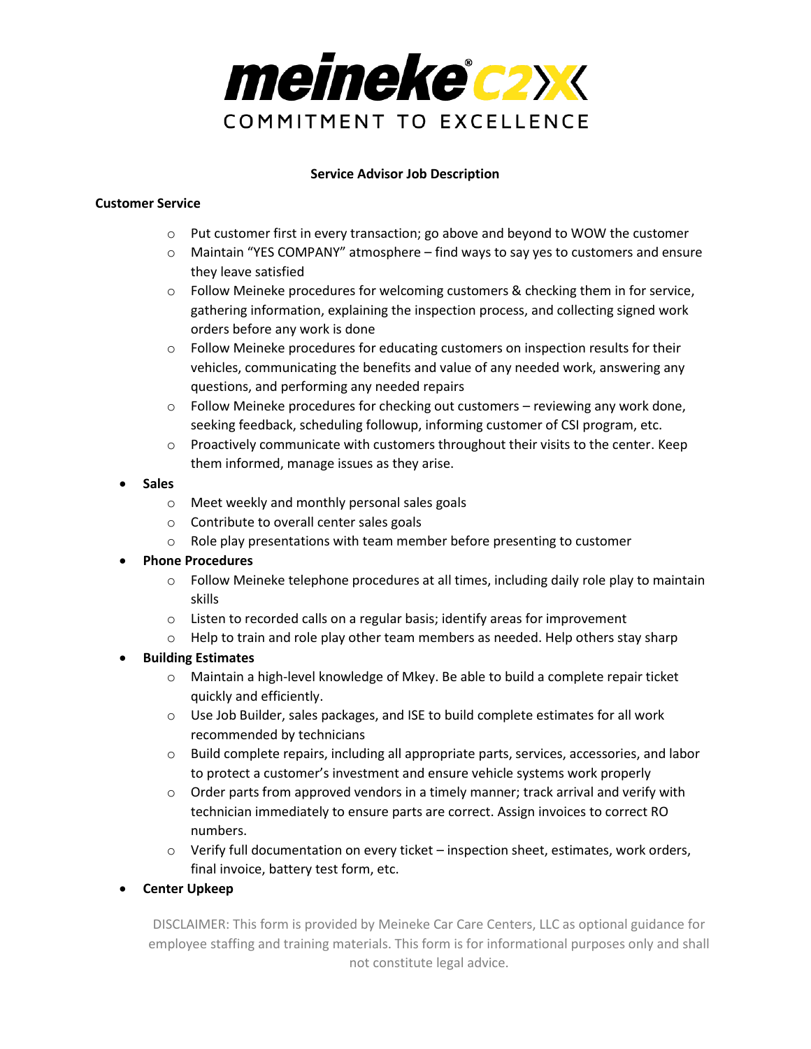# meineke C2X
COMMITMENT TO EXCELLENCE

**Service Advisor Job Description**

**Customer Service**

- Put customer first in every transaction; go above and beyond to WOW the customer
- Maintain "YES COMPANY" atmosphere – find ways to say yes to customers and ensure they leave satisfied
- Follow Meineke procedures for welcoming customers & checking them in for service, gathering information, explaining the inspection process, and collecting signed work orders before any work is done
- Follow Meineke procedures for educating customers on inspection results for their vehicles, communicating the benefits and value of any needed work, answering any questions, and performing any needed repairs
- Follow Meineke procedures for checking out customers – reviewing any work done, seeking feedback, scheduling followup, informing customer of CSI program, etc.
- Proactively communicate with customers throughout their visits to the center. Keep them informed, manage issues as they arise.

- **Sales**
  - Meet weekly and monthly personal sales goals
  - Contribute to overall center sales goals
  - Role play presentations with team member before presenting to customer
- **Phone Procedures**
  - Follow Meineke telephone procedures at all times, including daily role play to maintain skills
  - Listen to recorded calls on a regular basis; identify areas for improvement
  - Help to train and role play other team members as needed. Help others stay sharp
- **Building Estimates**
  - Maintain a high-level knowledge of Mkey. Be able to build a complete repair ticket quickly and efficiently.
  - Use Job Builder, sales packages, and ISE to build complete estimates for all work recommended by technicians
  - Build complete repairs, including all appropriate parts, services, accessories, and labor to protect a customer's investment and ensure vehicle systems work properly
  - Order parts from approved vendors in a timely manner; track arrival and verify with technician immediately to ensure parts are correct. Assign invoices to correct RO numbers.
  - Verify full documentation on every ticket – inspection sheet, estimates, work orders, final invoice, battery test form, etc.
- **Center Upkeep**

DISCLAIMER: This form is provided by Meineke Car Care Centers, LLC as optional guidance for employee staffing and training materials. This form is for informational purposes only and shall not constitute legal advice.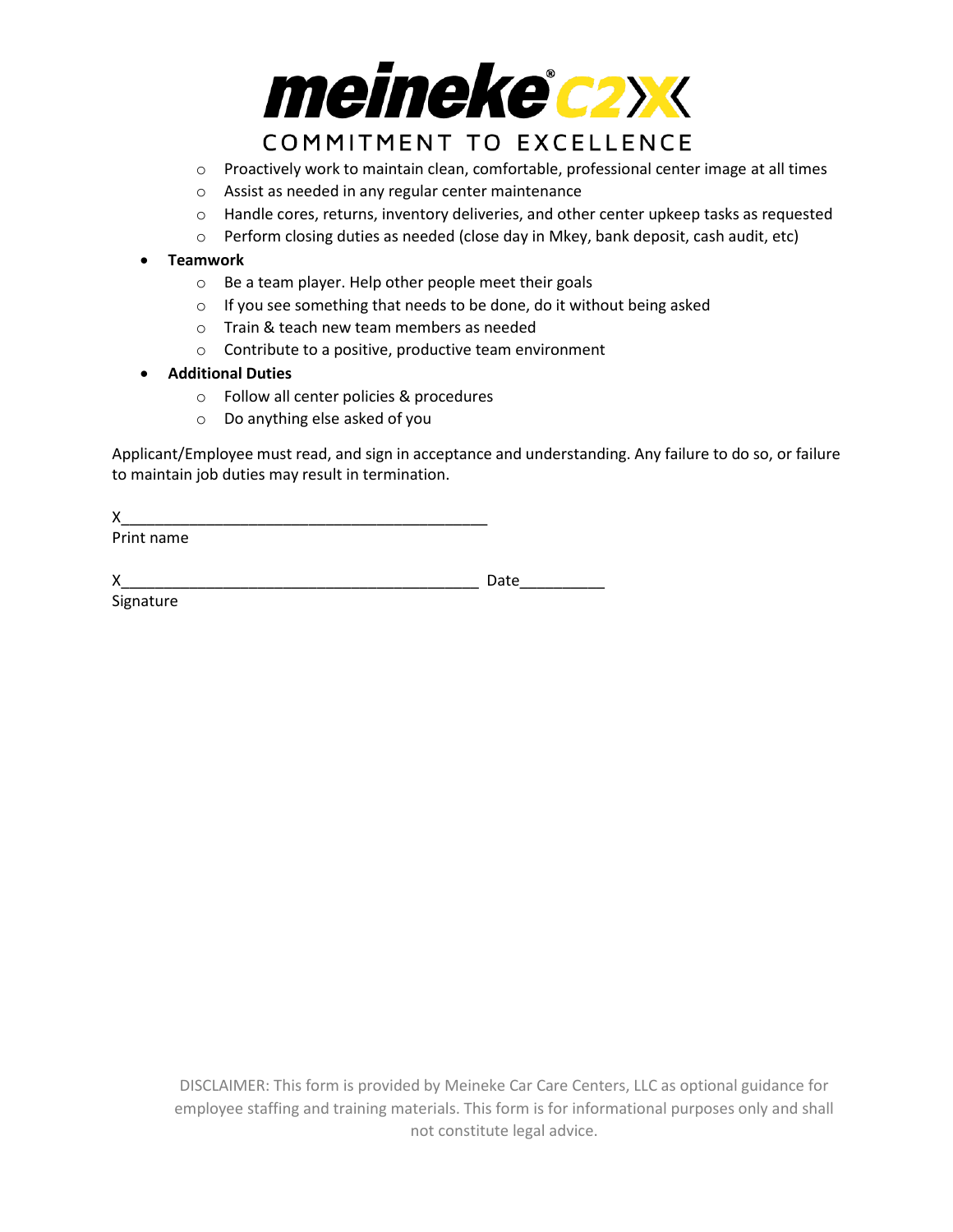- Proactively work to maintain clean, comfortable, professional center image at all times
  - Assist as needed in any regular center maintenance
  - Handle cores, returns, inventory deliveries, and other center upkeep tasks as requested
  - Perform closing duties as needed (close day in Mkey, bank deposit, cash audit, etc)
- **Teamwork**
  - Be a team player. Help other people meet their goals
  - If you see something that needs to be done, do it without being asked
  - Train & teach new team members as needed
  - Contribute to a positive, productive team environment
- **Additional Duties**
  - Follow all center policies & procedures
  - Do anything else asked of you

Applicant/Employee must read, and sign in acceptance and understanding. Any failure to do so, or failure to maintain job duties may result in termination.

X___________________________________________
Print name

X___________________________________________ Date__________
Signature

DISCLAIMER: This form is provided by Meineke Car Care Centers, LLC as optional guidance for employee staffing and training materials. This form is for informational purposes only and shall not constitute legal advice.